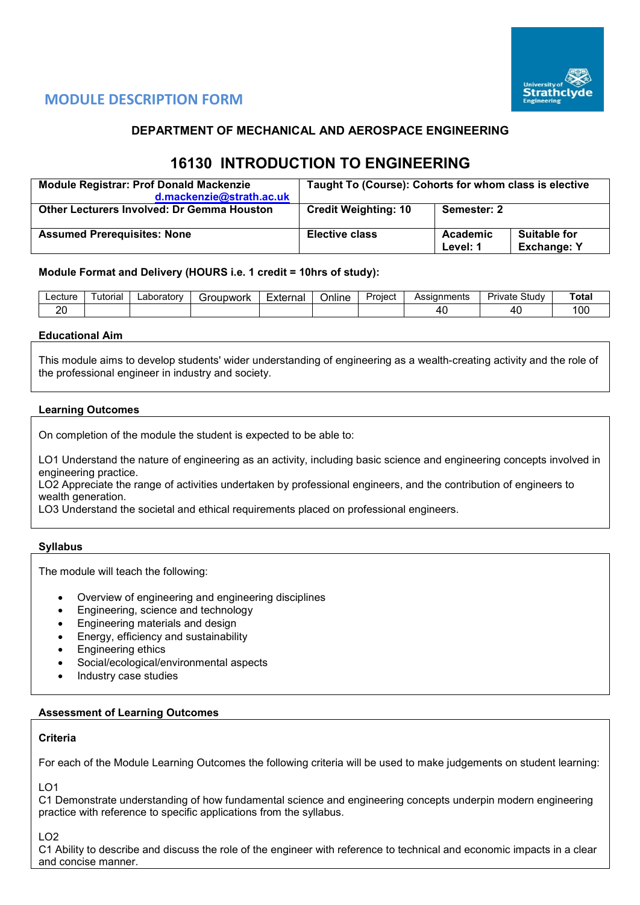## MODULE DESCRIPTION FORM

**DEPARTMENT OF MECHANICAL AND AEROSPACE ENGINEERING**

# 16130 INTRODUCTION TO ENGINEERING

| **Module Registrar: Prof Donald Mackenzie** d.mackenzie@strath.ac.uk | **Taught To (Course): Cohorts for whom class is elective** | | |
|---|---|---|---|
| **Other Lecturers Involved: Dr Gemma Houston** | **Credit Weighting: 10** | **Semester: 2** | |
| **Assumed Prerequisites: None** | **Elective class** | **Academic Level: 1** | **Suitable for Exchange: Y** |

**Module Format and Delivery (HOURS i.e. 1 credit = 10hrs of study):**

| Lecture | Tutorial | Laboratory | Groupwork | External | Online | Project | Assignments | Private Study | **Total** |
|---|---|---|---|---|---|---|---|---|---|
| 20 | | | | | | | 40 | 40 | 100 |

**Educational Aim**

This module aims to develop students' wider understanding of engineering as a wealth-creating activity and the role of the professional engineer in industry and society.

**Learning Outcomes**

On completion of the module the student is expected to be able to:

LO1 Understand the nature of engineering as an activity, including basic science and engineering concepts involved in engineering practice.
LO2 Appreciate the range of activities undertaken by professional engineers, and the contribution of engineers to wealth generation.
LO3 Understand the societal and ethical requirements placed on professional engineers.

**Syllabus**

The module will teach the following:

- Overview of engineering and engineering disciplines
- Engineering, science and technology
- Engineering materials and design
- Energy, efficiency and sustainability
- Engineering ethics
- Social/ecological/environmental aspects
- Industry case studies

**Assessment of Learning Outcomes**

**Criteria**

For each of the Module Learning Outcomes the following criteria will be used to make judgements on student learning:

LO1
C1 Demonstrate understanding of how fundamental science and engineering concepts underpin modern engineering practice with reference to specific applications from the syllabus.

LO2
C1 Ability to describe and discuss the role of the engineer with reference to technical and economic impacts in a clear and concise manner.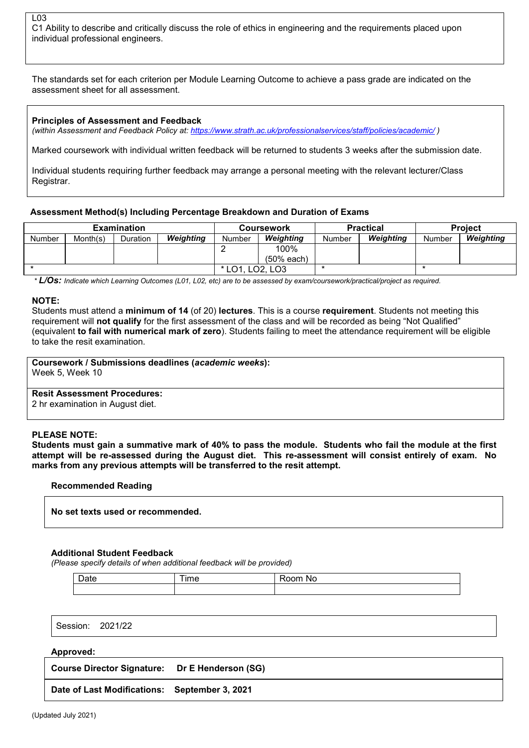L03
C1 Ability to describe and critically discuss the role of ethics in engineering and the requirements placed upon individual professional engineers.

The standards set for each criterion per Module Learning Outcome to achieve a pass grade are indicated on the assessment sheet for all assessment.

**Principles of Assessment and Feedback**
*(within Assessment and Feedback Policy at: https://www.strath.ac.uk/professionalservices/staff/policies/academic/ )*

Marked coursework with individual written feedback will be returned to students 3 weeks after the submission date.

Individual students requiring further feedback may arrange a personal meeting with the relevant lecturer/Class Registrar.

**Assessment Method(s) Including Percentage Breakdown and Duration of Exams**

| Examination | | | | Coursework | | Practical | | Project | |
|---|---|---|---|---|---|---|---|---|---|
| Number | Month(s) | Duration | ***Weighting*** | Number | ***Weighting*** | Number | ***Weighting*** | Number | ***Weighting*** |
| | | | | 2 | 100% (50% each) | | | | |
| * | | | | * LO1, LO2, LO3 | | * | | * | |

*\* **L/Os:** Indicate which Learning Outcomes (L01, L02, etc) are to be assessed by exam/coursework/practical/project as required.*

**NOTE:**
Students must attend a **minimum of 14** (of 20) **lectures**. This is a course **requirement**. Students not meeting this requirement will **not qualify** for the first assessment of the class and will be recorded as being "Not Qualified" (equivalent **to fail with numerical mark of zero**). Students failing to meet the attendance requirement will be eligible to take the resit examination.

**Coursework / Submissions deadlines (*academic weeks*):**
Week 5, Week 10

**Resit Assessment Procedures:**
2 hr examination in August diet.

**PLEASE NOTE:**
**Students must gain a summative mark of 40% to pass the module. Students who fail the module at the first attempt will be re-assessed during the August diet. This re-assessment will consist entirely of exam. No marks from any previous attempts will be transferred to the resit attempt.**

**Recommended Reading**

**No set texts used or recommended.**

**Additional Student Feedback**
*(Please specify details of when additional feedback will be provided)*

| Date | Time | Room No |
|---|---|---|
| | | |

Session: 2021/22

**Approved:**

**Course Director Signature: Dr E Henderson (SG)**

**Date of Last Modifications: September 3, 2021**

(Updated July 2021)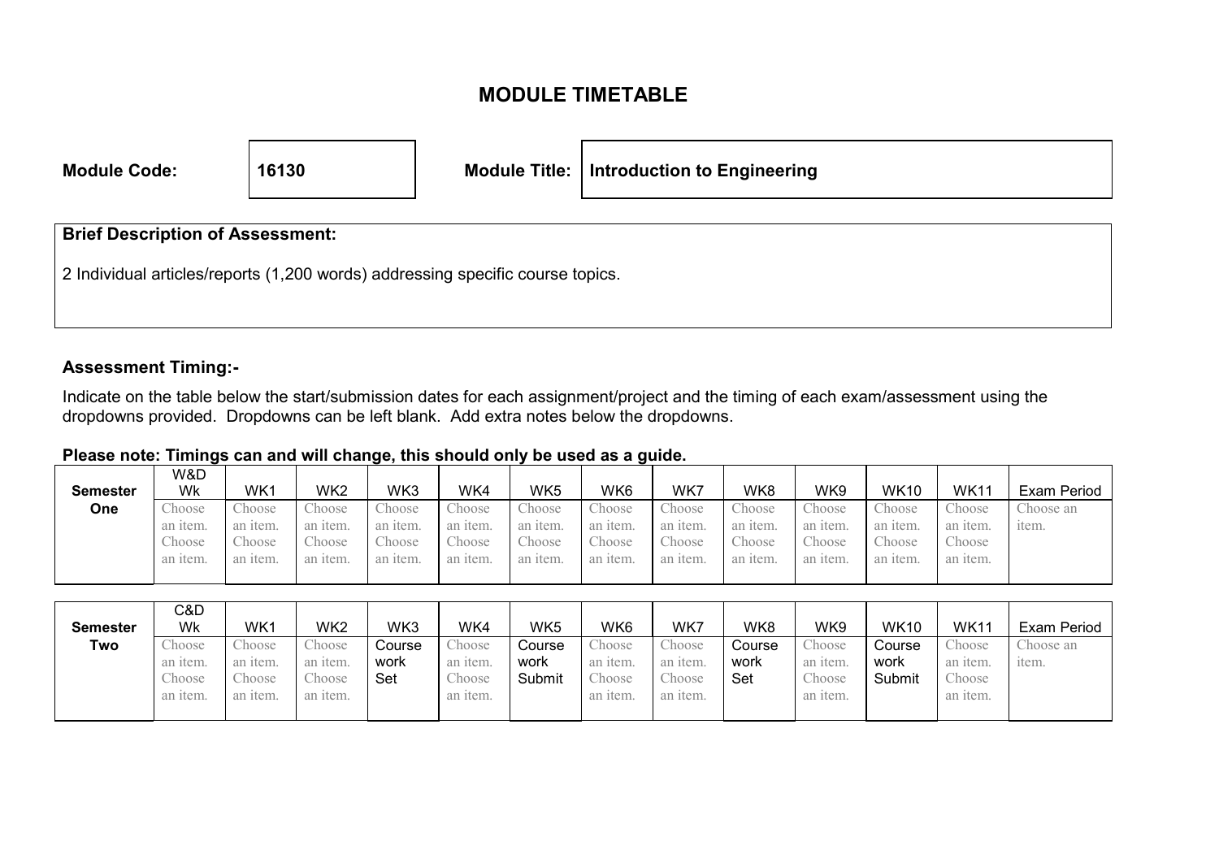## MODULE TIMETABLE

| **Module Code:** | **16130** | **Module Title:** | **Introduction to Engineering** |
|---|---|---|---|

**Brief Description of Assessment:**

2 Individual articles/reports (1,200 words) addressing specific course topics.

**Assessment Timing:-**

Indicate on the table below the start/submission dates for each assignment/project and the timing of each exam/assessment using the dropdowns provided. Dropdowns can be left blank. Add extra notes below the dropdowns.

**Please note: Timings can and will change, this should only be used as a guide.**

| **Semester One** | W&D Wk | WK1 | WK2 | WK3 | WK4 | WK5 | WK6 | WK7 | WK8 | WK9 | WK10 | WK11 | Exam Period |
|---|---|---|---|---|---|---|---|---|---|---|---|---|---|
| | Choose an item. Choose an item. | Choose an item. Choose an item. | Choose an item. Choose an item. | Choose an item. Choose an item. | Choose an item. Choose an item. | Choose an item. Choose an item. | Choose an item. Choose an item. | Choose an item. Choose an item. | Choose an item. Choose an item. | Choose an item. Choose an item. | Choose an item. Choose an item. | Choose an item. Choose an item. | Choose an item. |

| **Semester Two** | C&D Wk | WK1 | WK2 | WK3 | WK4 | WK5 | WK6 | WK7 | WK8 | WK9 | WK10 | WK11 | Exam Period |
|---|---|---|---|---|---|---|---|---|---|---|---|---|---|
| | Choose an item. Choose an item. | Choose an item. Choose an item. | Choose an item. Choose an item. | Course work Set | Choose an item. Choose an item. | Course work Submit | Choose an item. Choose an item. | Choose an item. Choose an item. | Course work Set | Choose an item. Choose an item. | Course work Submit | Choose an item. Choose an item. | Choose an item. |